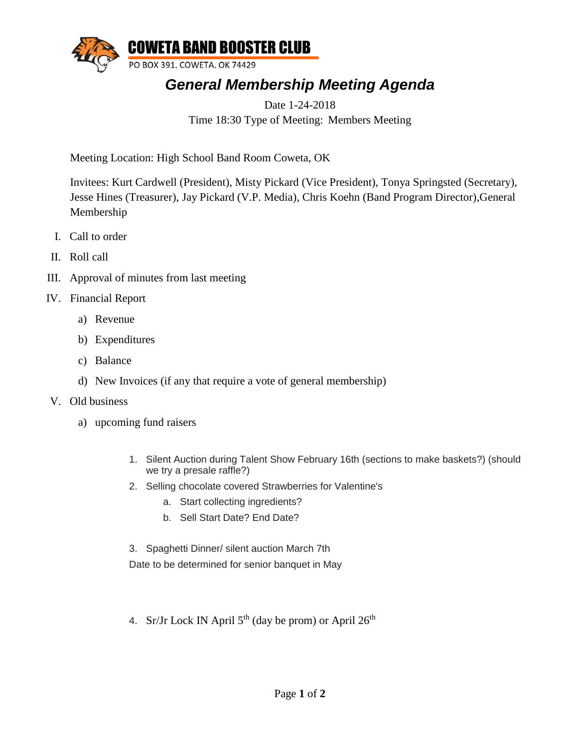# COWETA BAND BOOSTER CLUB

PO BOX 391, COWETA, OK 74429

## *General Membership Meeting Agenda*

Date 1-24-2018

Time 18:30 Type of Meeting: Members Meeting

Meeting Location: High School Band Room Coweta, OK

Invitees: Kurt Cardwell (President), Misty Pickard (Vice President), Tonya Springsted (Secretary), Jesse Hines (Treasurer), Jay Pickard (V.P. Media), Chris Koehn (Band Program Director),General Membership

I. Call to order

II. Roll call

III. Approval of minutes from last meeting

IV. Financial Report

   a) Revenue

   b) Expenditures

   c) Balance

   d) New Invoices (if any that require a vote of general membership)

V. Old business

   a) upcoming fund raisers

      1. Silent Auction during Talent Show February 16th (sections to make baskets?) (should we try a presale raffle?)
      2. Selling chocolate covered Strawberries for Valentine's
         a. Start collecting ingredients?
         b. Sell Start Date? End Date?

      3. Spaghetti Dinner/ silent auction March 7th

      Date to be determined for senior banquet in May

      4. Sr/Jr Lock IN April 5th (day be prom) or April 26th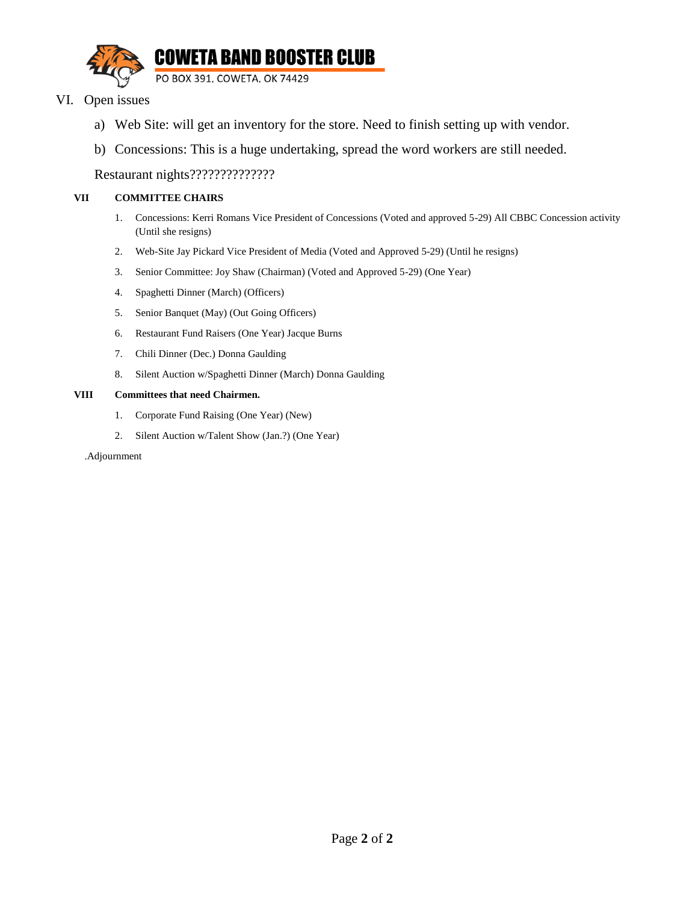VI. Open issues

a) Web Site: will get an inventory for the store. Need to finish setting up with vendor.

b) Concessions: This is a huge undertaking, spread the word workers are still needed.

Restaurant nights??????????????

**VII COMMITTEE CHAIRS**

1. Concessions: Kerri Romans Vice President of Concessions (Voted and approved 5-29) All CBBC Concession activity (Until she resigns)
2. Web-Site Jay Pickard Vice President of Media (Voted and Approved 5-29) (Until he resigns)
3. Senior Committee: Joy Shaw (Chairman) (Voted and Approved 5-29) (One Year)
4. Spaghetti Dinner (March) (Officers)
5. Senior Banquet (May) (Out Going Officers)
6. Restaurant Fund Raisers (One Year) Jacque Burns
7. Chili Dinner (Dec.) Donna Gaulding
8. Silent Auction w/Spaghetti Dinner (March) Donna Gaulding

**VIII Committees that need Chairmen.**

1. Corporate Fund Raising (One Year) (New)
2. Silent Auction w/Talent Show (Jan.?) (One Year)

.Adjournment